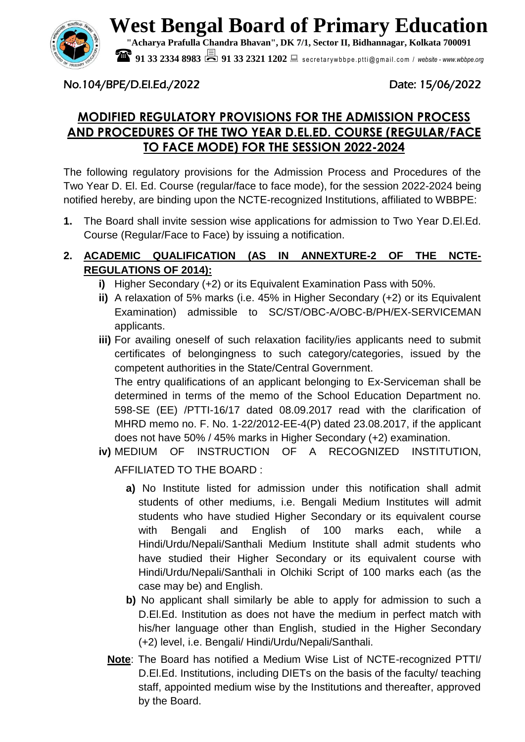# West Bengal Board of Primary Education

**"Acharya Prafulla Chandra Bhavan", DK 7/1, Sector II, Bidhannagar, Kolkata 700091**

**91 33 2334 8983** **91 33 2321 1202** secretarywbbpe.ptti@gmail.com / *website - www.wbbpe.org*

No.104/BPE/D.El.Ed./2022 Date: 15/06/2022

## MODIFIED REGULATORY PROVISIONS FOR THE ADMISSION PROCESS AND PROCEDURES OF THE TWO YEAR D.EL.ED. COURSE (REGULAR/FACE TO FACE MODE) FOR THE SESSION 2022-2024

The following regulatory provisions for the Admission Process and Procedures of the Two Year D. El. Ed. Course (regular/face to face mode), for the session 2022-2024 being notified hereby, are binding upon the NCTE-recognized Institutions, affiliated to WBBPE:

**1.** The Board shall invite session wise applications for admission to Two Year D.El.Ed. Course (Regular/Face to Face) by issuing a notification.

**2. ACADEMIC QUALIFICATION (AS IN ANNEXTURE-2 OF THE NCTE-REGULATIONS OF 2014):**

- **i)** Higher Secondary (+2) or its Equivalent Examination Pass with 50%.
- **ii)** A relaxation of 5% marks (i.e. 45% in Higher Secondary (+2) or its Equivalent Examination) admissible to SC/ST/OBC-A/OBC-B/PH/EX-SERVICEMAN applicants.
- **iii)** For availing oneself of such relaxation facility/ies applicants need to submit certificates of belongingness to such category/categories, issued by the competent authorities in the State/Central Government.

  The entry qualifications of an applicant belonging to Ex-Serviceman shall be determined in terms of the memo of the School Education Department no. 598-SE (EE) /PTTI-16/17 dated 08.09.2017 read with the clarification of MHRD memo no. F. No. 1-22/2012-EE-4(P) dated 23.08.2017, if the applicant does not have 50% / 45% marks in Higher Secondary (+2) examination.
- **iv)** MEDIUM OF INSTRUCTION OF A RECOGNIZED INSTITUTION, AFFILIATED TO THE BOARD :
  - **a)** No Institute listed for admission under this notification shall admit students of other mediums, i.e. Bengali Medium Institutes will admit students who have studied Higher Secondary or its equivalent course with Bengali and English of 100 marks each, while a Hindi/Urdu/Nepali/Santhali Medium Institute shall admit students who have studied their Higher Secondary or its equivalent course with Hindi/Urdu/Nepali/Santhali in Olchiki Script of 100 marks each (as the case may be) and English.
  - **b)** No applicant shall similarly be able to apply for admission to such a D.El.Ed. Institution as does not have the medium in perfect match with his/her language other than English, studied in the Higher Secondary (+2) level, i.e. Bengali/ Hindi/Urdu/Nepali/Santhali.

  **Note**: The Board has notified a Medium Wise List of NCTE-recognized PTTI/ D.El.Ed. Institutions, including DIETs on the basis of the faculty/ teaching staff, appointed medium wise by the Institutions and thereafter, approved by the Board.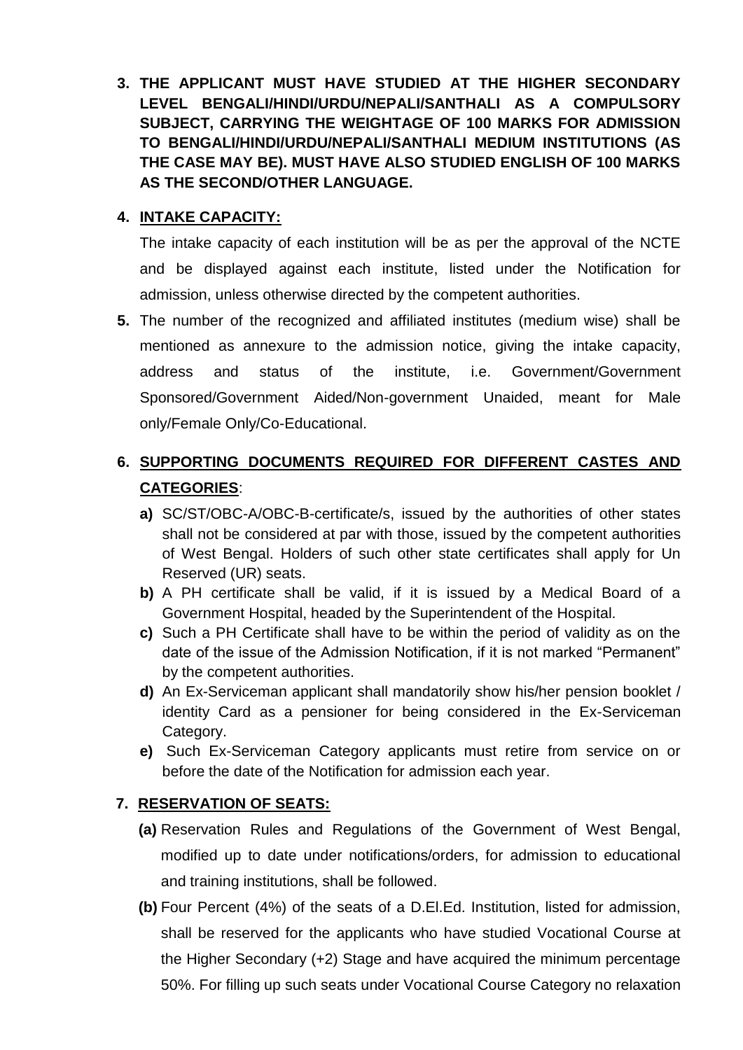3. **THE APPLICANT MUST HAVE STUDIED AT THE HIGHER SECONDARY LEVEL BENGALI/HINDI/URDU/NEPALI/SANTHALI AS A COMPULSORY SUBJECT, CARRYING THE WEIGHTAGE OF 100 MARKS FOR ADMISSION TO BENGALI/HINDI/URDU/NEPALI/SANTHALI MEDIUM INSTITUTIONS (AS THE CASE MAY BE). MUST HAVE ALSO STUDIED ENGLISH OF 100 MARKS AS THE SECOND/OTHER LANGUAGE.**

4. **INTAKE CAPACITY:**

   The intake capacity of each institution will be as per the approval of the NCTE and be displayed against each institute, listed under the Notification for admission, unless otherwise directed by the competent authorities.

5. The number of the recognized and affiliated institutes (medium wise) shall be mentioned as annexure to the admission notice, giving the intake capacity, address and status of the institute, i.e. Government/Government Sponsored/Government Aided/Non-government Unaided, meant for Male only/Female Only/Co-Educational.

6. **SUPPORTING DOCUMENTS REQUIRED FOR DIFFERENT CASTES AND CATEGORIES**:

   **a)** SC/ST/OBC-A/OBC-B-certificate/s, issued by the authorities of other states shall not be considered at par with those, issued by the competent authorities of West Bengal. Holders of such other state certificates shall apply for Un Reserved (UR) seats.

   **b)** A PH certificate shall be valid, if it is issued by a Medical Board of a Government Hospital, headed by the Superintendent of the Hospital.

   **c)** Such a PH Certificate shall have to be within the period of validity as on the date of the issue of the Admission Notification, if it is not marked "Permanent" by the competent authorities.

   **d)** An Ex-Serviceman applicant shall mandatorily show his/her pension booklet / identity Card as a pensioner for being considered in the Ex-Serviceman Category.

   **e)** Such Ex-Serviceman Category applicants must retire from service on or before the date of the Notification for admission each year.

7. **RESERVATION OF SEATS:**

   **(a)** Reservation Rules and Regulations of the Government of West Bengal, modified up to date under notifications/orders, for admission to educational and training institutions, shall be followed.

   **(b)** Four Percent (4%) of the seats of a D.El.Ed. Institution, listed for admission, shall be reserved for the applicants who have studied Vocational Course at the Higher Secondary (+2) Stage and have acquired the minimum percentage 50%. For filling up such seats under Vocational Course Category no relaxation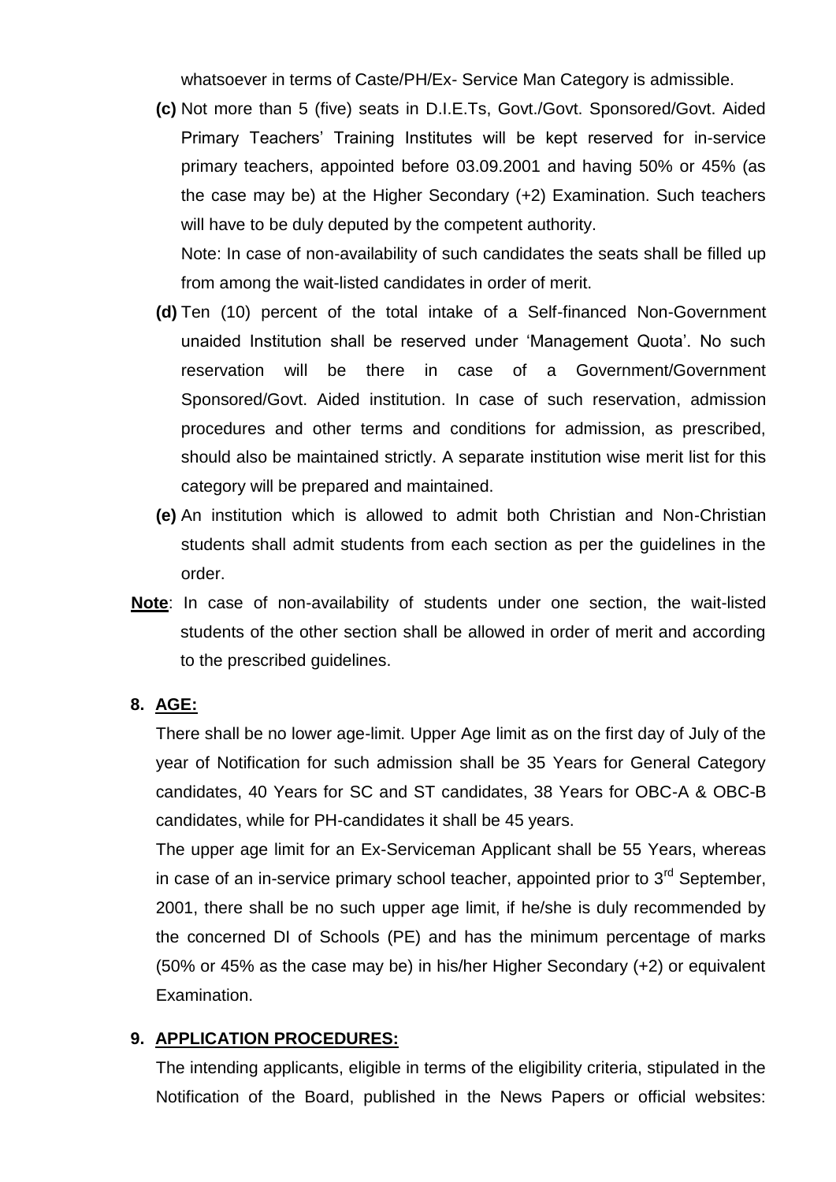whatsoever in terms of Caste/PH/Ex- Service Man Category is admissible.

**(c)** Not more than 5 (five) seats in D.I.E.Ts, Govt./Govt. Sponsored/Govt. Aided Primary Teachers' Training Institutes will be kept reserved for in-service primary teachers, appointed before 03.09.2001 and having 50% or 45% (as the case may be) at the Higher Secondary (+2) Examination. Such teachers will have to be duly deputed by the competent authority.

Note: In case of non-availability of such candidates the seats shall be filled up from among the wait-listed candidates in order of merit.

**(d)** Ten (10) percent of the total intake of a Self-financed Non-Government unaided Institution shall be reserved under 'Management Quota'. No such reservation will be there in case of a Government/Government Sponsored/Govt. Aided institution. In case of such reservation, admission procedures and other terms and conditions for admission, as prescribed, should also be maintained strictly. A separate institution wise merit list for this category will be prepared and maintained.

**(e)** An institution which is allowed to admit both Christian and Non-Christian students shall admit students from each section as per the guidelines in the order.

**Note**: In case of non-availability of students under one section, the wait-listed students of the other section shall be allowed in order of merit and according to the prescribed guidelines.

## 8. AGE:

There shall be no lower age-limit. Upper Age limit as on the first day of July of the year of Notification for such admission shall be 35 Years for General Category candidates, 40 Years for SC and ST candidates, 38 Years for OBC-A & OBC-B candidates, while for PH-candidates it shall be 45 years.

The upper age limit for an Ex-Serviceman Applicant shall be 55 Years, whereas in case of an in-service primary school teacher, appointed prior to 3rd September, 2001, there shall be no such upper age limit, if he/she is duly recommended by the concerned DI of Schools (PE) and has the minimum percentage of marks (50% or 45% as the case may be) in his/her Higher Secondary (+2) or equivalent Examination.

## 9. APPLICATION PROCEDURES:

The intending applicants, eligible in terms of the eligibility criteria, stipulated in the Notification of the Board, published in the News Papers or official websites: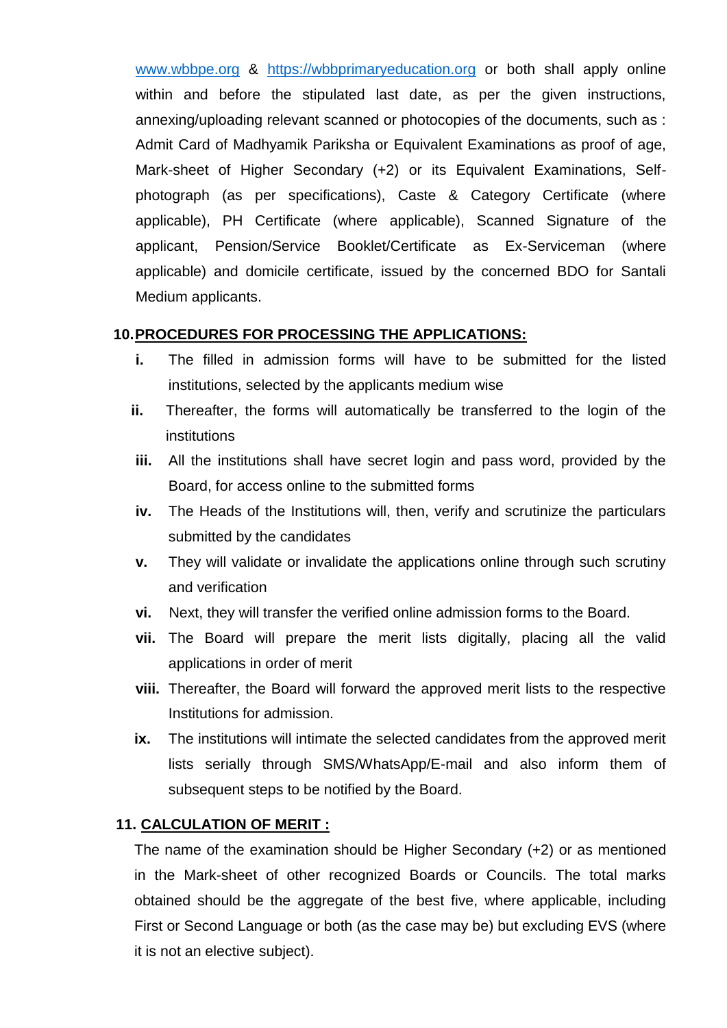www.wbbpe.org & https://wbbprimaryeducation.org or both shall apply online within and before the stipulated last date, as per the given instructions, annexing/uploading relevant scanned or photocopies of the documents, such as : Admit Card of Madhyamik Pariksha or Equivalent Examinations as proof of age, Mark-sheet of Higher Secondary (+2) or its Equivalent Examinations, Self-photograph (as per specifications), Caste & Category Certificate (where applicable), PH Certificate (where applicable), Scanned Signature of the applicant, Pension/Service Booklet/Certificate as Ex-Serviceman (where applicable) and domicile certificate, issued by the concerned BDO for Santali Medium applicants.

**10. <u>PROCEDURES FOR PROCESSING THE APPLICATIONS:</u>**

- **i.** The filled in admission forms will have to be submitted for the listed institutions, selected by the applicants medium wise
- **ii.** Thereafter, the forms will automatically be transferred to the login of the institutions
- **iii.** All the institutions shall have secret login and pass word, provided by the Board, for access online to the submitted forms
- **iv.** The Heads of the Institutions will, then, verify and scrutinize the particulars submitted by the candidates
- **v.** They will validate or invalidate the applications online through such scrutiny and verification
- **vi.** Next, they will transfer the verified online admission forms to the Board.
- **vii.** The Board will prepare the merit lists digitally, placing all the valid applications in order of merit
- **viii.** Thereafter, the Board will forward the approved merit lists to the respective Institutions for admission.
- **ix.** The institutions will intimate the selected candidates from the approved merit lists serially through SMS/WhatsApp/E-mail and also inform them of subsequent steps to be notified by the Board.

**11. <u>CALCULATION OF MERIT :</u>**

The name of the examination should be Higher Secondary (+2) or as mentioned in the Mark-sheet of other recognized Boards or Councils. The total marks obtained should be the aggregate of the best five, where applicable, including First or Second Language or both (as the case may be) but excluding EVS (where it is not an elective subject).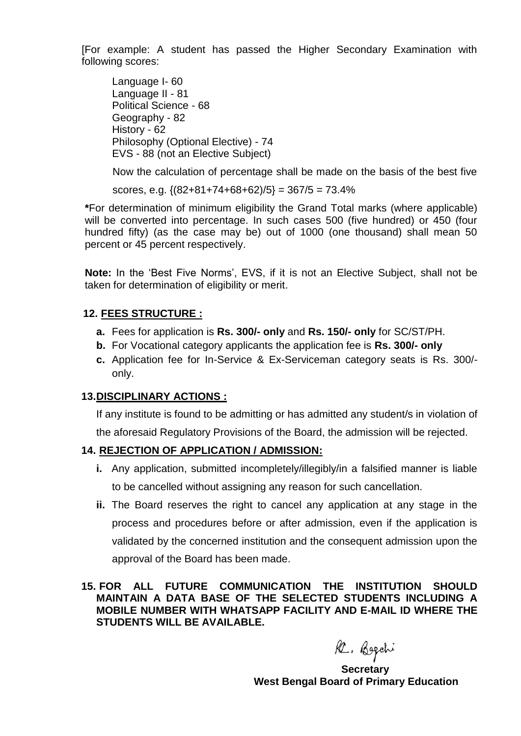[For example: A student has passed the Higher Secondary Examination with following scores:

Language I- 60
Language II - 81
Political Science - 68
Geography - 82
History - 62
Philosophy (Optional Elective) - 74
EVS - 88 (not an Elective Subject)

Now the calculation of percentage shall be made on the basis of the best five scores, e.g. {(82+81+74+68+62)/5} = 367/5 = 73.4%

**\***For determination of minimum eligibility the Grand Total marks (where applicable) will be converted into percentage. In such cases 500 (five hundred) or 450 (four hundred fifty) (as the case may be) out of 1000 (one thousand) shall mean 50 percent or 45 percent respectively.

**Note:** In the 'Best Five Norms', EVS, if it is not an Elective Subject, shall not be taken for determination of eligibility or merit.

## 12. FEES STRUCTURE :

- **a.** Fees for application is **Rs. 300/- only** and **Rs. 150/- only** for SC/ST/PH.
- **b.** For Vocational category applicants the application fee is **Rs. 300/- only**
- **c.** Application fee for In-Service & Ex-Serviceman category seats is Rs. 300/- only.

## 13. DISCIPLINARY ACTIONS :

If any institute is found to be admitting or has admitted any student/s in violation of the aforesaid Regulatory Provisions of the Board, the admission will be rejected.

## 14. REJECTION OF APPLICATION / ADMISSION:

- **i.** Any application, submitted incompletely/illegibly/in a falsified manner is liable to be cancelled without assigning any reason for such cancellation.
- **ii.** The Board reserves the right to cancel any application at any stage in the process and procedures before or after admission, even if the application is validated by the concerned institution and the consequent admission upon the approval of the Board has been made.

## 15. FOR ALL FUTURE COMMUNICATION THE INSTITUTION SHOULD MAINTAIN A DATA BASE OF THE SELECTED STUDENTS INCLUDING A MOBILE NUMBER WITH WHATSAPP FACILITY AND E-MAIL ID WHERE THE STUDENTS WILL BE AVAILABLE.

R. Bagchi

**Secretary**
**West Bengal Board of Primary Education**